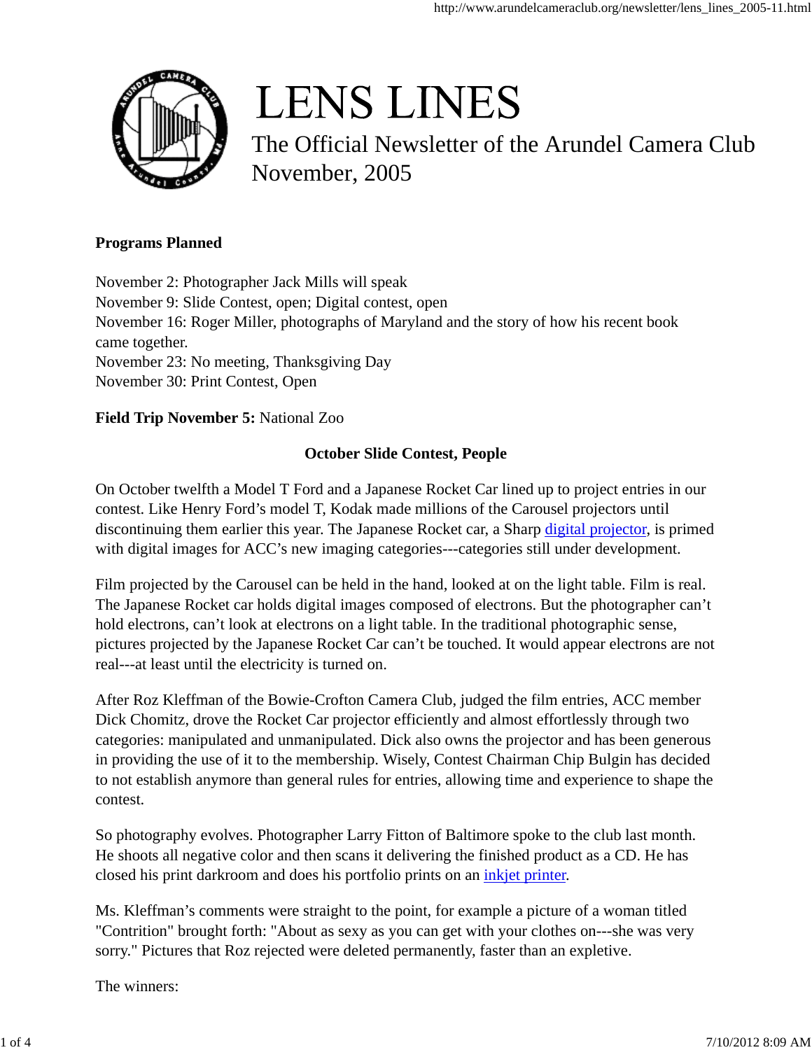# LENS LINES

The Official Newsletter of the Arundel Camera Club
November, 2005

**Programs Planned**

November 2: Photographer Jack Mills will speak
November 9: Slide Contest, open; Digital contest, open
November 16: Roger Miller, photographs of Maryland and the story of how his recent book came together.
November 23: No meeting, Thanksgiving Day
November 30: Print Contest, Open

**Field Trip November 5:** National Zoo

**October Slide Contest, People**

On October twelfth a Model T Ford and a Japanese Rocket Car lined up to project entries in our contest. Like Henry Ford's model T, Kodak made millions of the Carousel projectors until discontinuing them earlier this year. The Japanese Rocket car, a Sharp digital projector, is primed with digital images for ACC's new imaging categories---categories still under development.

Film projected by the Carousel can be held in the hand, looked at on the light table. Film is real. The Japanese Rocket car holds digital images composed of electrons. But the photographer can't hold electrons, can't look at electrons on a light table. In the traditional photographic sense, pictures projected by the Japanese Rocket Car can't be touched. It would appear electrons are not real---at least until the electricity is turned on.

After Roz Kleffman of the Bowie-Crofton Camera Club, judged the film entries, ACC member Dick Chomitz, drove the Rocket Car projector efficiently and almost effortlessly through two categories: manipulated and unmanipulated. Dick also owns the projector and has been generous in providing the use of it to the membership. Wisely, Contest Chairman Chip Bulgin has decided to not establish anymore than general rules for entries, allowing time and experience to shape the contest.

So photography evolves. Photographer Larry Fitton of Baltimore spoke to the club last month. He shoots all negative color and then scans it delivering the finished product as a CD. He has closed his print darkroom and does his portfolio prints on an inkjet printer.

Ms. Kleffman's comments were straight to the point, for example a picture of a woman titled "Contrition" brought forth: "About as sexy as you can get with your clothes on---she was very sorry." Pictures that Roz rejected were deleted permanently, faster than an expletive.

The winners: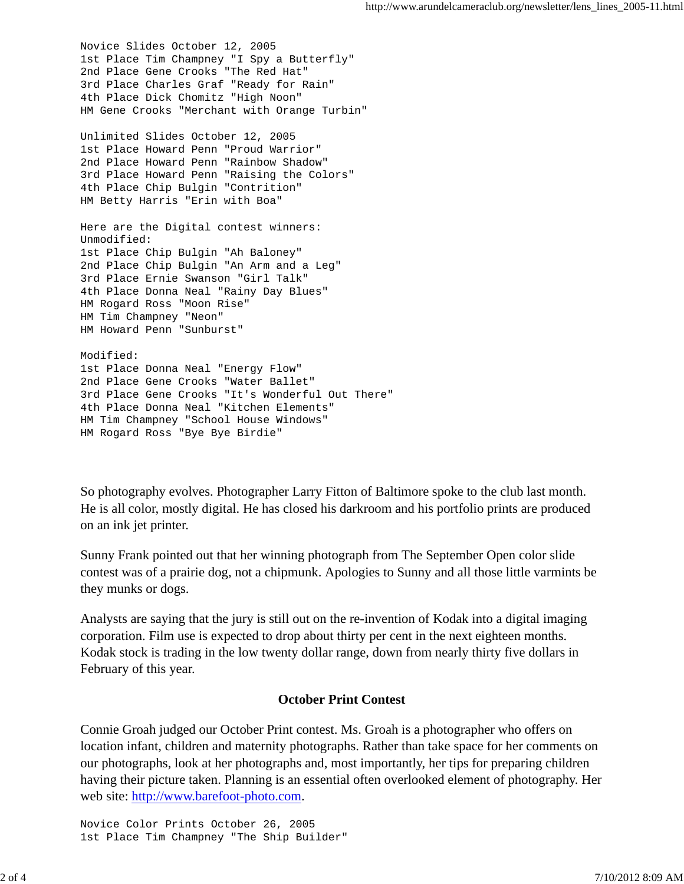```
Novice Slides October 12, 2005
1st Place Tim Champney "I Spy a Butterfly"
2nd Place Gene Crooks "The Red Hat"
3rd Place Charles Graf "Ready for Rain"
4th Place Dick Chomitz "High Noon"
HM Gene Crooks "Merchant with Orange Turbin"

Unlimited Slides October 12, 2005
1st Place Howard Penn "Proud Warrior"
2nd Place Howard Penn "Rainbow Shadow"
3rd Place Howard Penn "Raising the Colors"
4th Place Chip Bulgin "Contrition"
HM Betty Harris "Erin with Boa"

Here are the Digital contest winners:
Unmodified:
1st Place Chip Bulgin "Ah Baloney"
2nd Place Chip Bulgin "An Arm and a Leg"
3rd Place Ernie Swanson "Girl Talk"
4th Place Donna Neal "Rainy Day Blues"
HM Rogard Ross "Moon Rise"
HM Tim Champney "Neon"
HM Howard Penn "Sunburst"

Modified:
1st Place Donna Neal "Energy Flow"
2nd Place Gene Crooks "Water Ballet"
3rd Place Gene Crooks "It's Wonderful Out There"
4th Place Donna Neal "Kitchen Elements"
HM Tim Champney "School House Windows"
HM Rogard Ross "Bye Bye Birdie"
```

So photography evolves. Photographer Larry Fitton of Baltimore spoke to the club last month. He is all color, mostly digital. He has closed his darkroom and his portfolio prints are produced on an ink jet printer.

Sunny Frank pointed out that her winning photograph from The September Open color slide contest was of a prairie dog, not a chipmunk. Apologies to Sunny and all those little varmints be they munks or dogs.

Analysts are saying that the jury is still out on the re-invention of Kodak into a digital imaging corporation. Film use is expected to drop about thirty per cent in the next eighteen months. Kodak stock is trading in the low twenty dollar range, down from nearly thirty five dollars in February of this year.

**October Print Contest**

Connie Groah judged our October Print contest. Ms. Groah is a photographer who offers on location infant, children and maternity photographs. Rather than take space for her comments on our photographs, look at her photographs and, most importantly, her tips for preparing children having their picture taken. Planning is an essential often overlooked element of photography. Her web site: [http://www.barefoot-photo.com](http://www.barefoot-photo.com).

```
Novice Color Prints October 26, 2005
1st Place Tim Champney "The Ship Builder"
```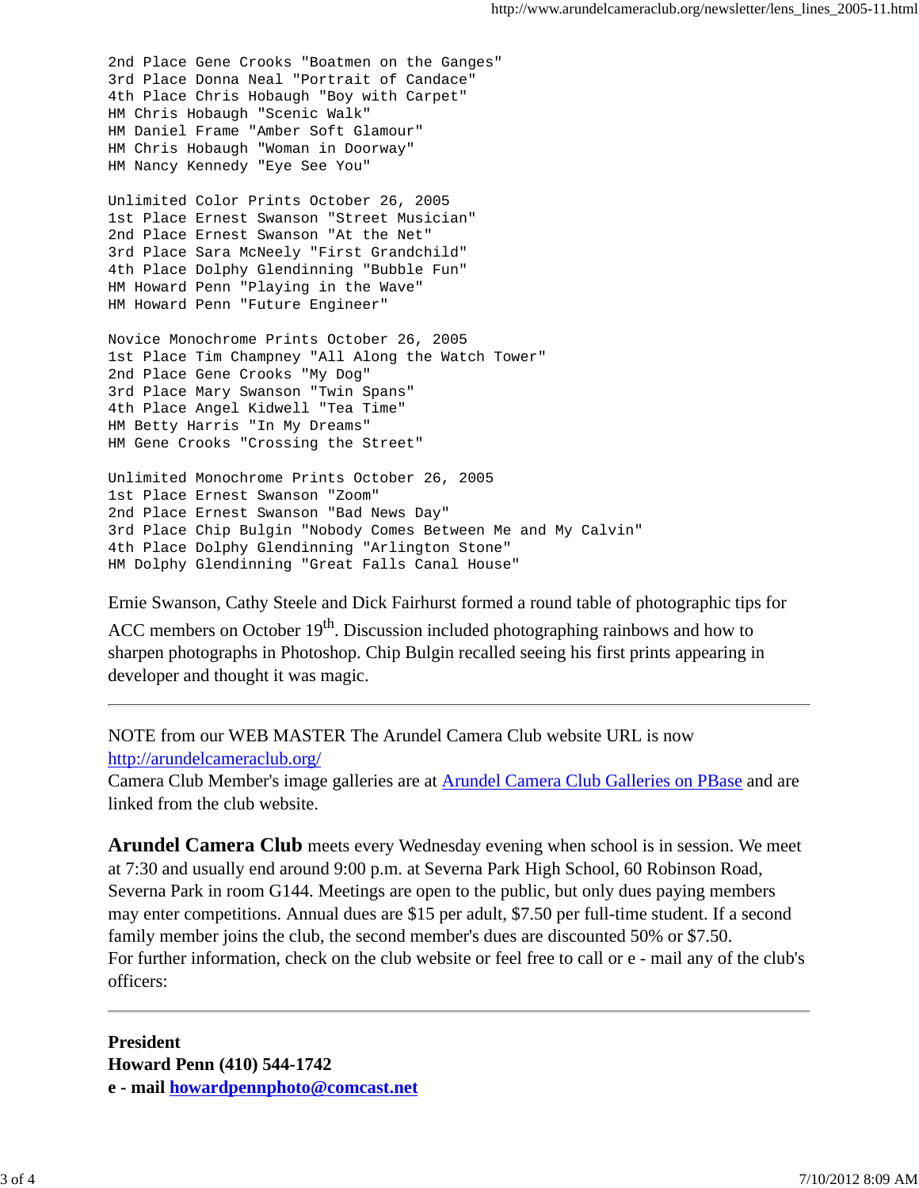```
2nd Place Gene Crooks "Boatmen on the Ganges"
3rd Place Donna Neal "Portrait of Candace"
4th Place Chris Hobaugh "Boy with Carpet"
HM Chris Hobaugh "Scenic Walk"
HM Daniel Frame "Amber Soft Glamour"
HM Chris Hobaugh "Woman in Doorway"
HM Nancy Kennedy "Eye See You"

Unlimited Color Prints October 26, 2005
1st Place Ernest Swanson "Street Musician"
2nd Place Ernest Swanson "At the Net"
3rd Place Sara McNeely "First Grandchild"
4th Place Dolphy Glendinning "Bubble Fun"
HM Howard Penn "Playing in the Wave"
HM Howard Penn "Future Engineer"

Novice Monochrome Prints October 26, 2005
1st Place Tim Champney "All Along the Watch Tower"
2nd Place Gene Crooks "My Dog"
3rd Place Mary Swanson "Twin Spans"
4th Place Angel Kidwell "Tea Time"
HM Betty Harris "In My Dreams"
HM Gene Crooks "Crossing the Street"

Unlimited Monochrome Prints October 26, 2005
1st Place Ernest Swanson "Zoom"
2nd Place Ernest Swanson "Bad News Day"
3rd Place Chip Bulgin "Nobody Comes Between Me and My Calvin"
4th Place Dolphy Glendinning "Arlington Stone"
HM Dolphy Glendinning "Great Falls Canal House"
```

Ernie Swanson, Cathy Steele and Dick Fairhurst formed a round table of photographic tips for ACC members on October 19th. Discussion included photographing rainbows and how to sharpen photographs in Photoshop. Chip Bulgin recalled seeing his first prints appearing in developer and thought it was magic.

---

NOTE from our WEB MASTER The Arundel Camera Club website URL is now [http://arundelcameraclub.org/](http://arundelcameraclub.org/)
Camera Club Member's image galleries are at Arundel Camera Club Galleries on PBase and are linked from the club website.

**Arundel Camera Club** meets every Wednesday evening when school is in session. We meet at 7:30 and usually end around 9:00 p.m. at Severna Park High School, 60 Robinson Road, Severna Park in room G144. Meetings are open to the public, but only dues paying members may enter competitions. Annual dues are $15 per adult, $7.50 per full-time student. If a second family member joins the club, the second member's dues are discounted 50% or $7.50.
For further information, check on the club website or feel free to call or e - mail any of the club's officers:

---

**President**
**Howard Penn (410) 544-1742**
**e - mail howardpennphoto@comcast.net**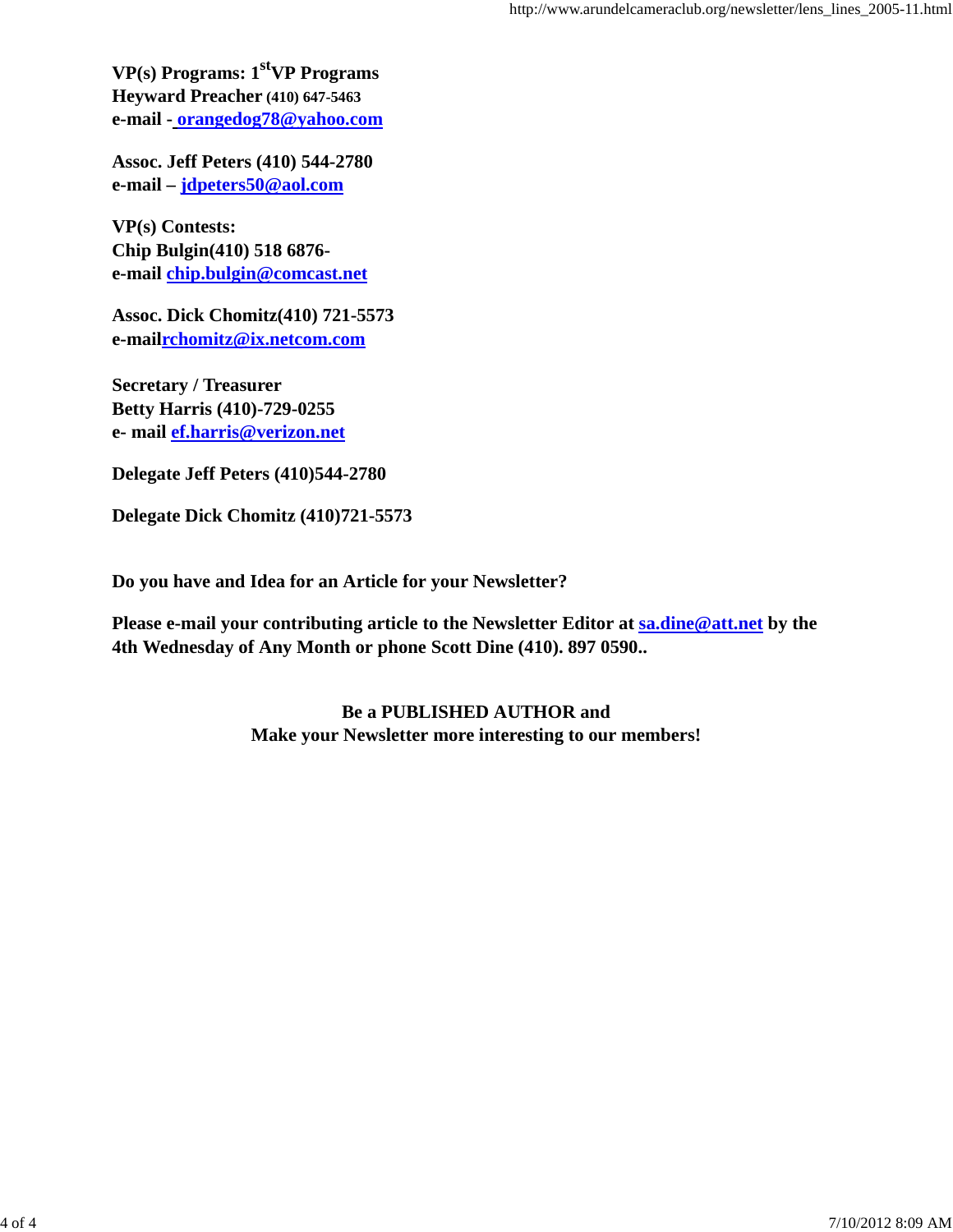**VP(s) Programs: 1st VP Programs**
**Heyward Preacher (410) 647-5463**
**e-mail - orangedog78@yahoo.com**

**Assoc. Jeff Peters (410) 544-2780**
**e-mail – jdpeters50@aol.com**

**VP(s) Contests:**
**Chip Bulgin(410) 518 6876-**
**e-mail chip.bulgin@comcast.net**

**Assoc. Dick Chomitz(410) 721-5573**
**e-mailrchomitz@ix.netcom.com**

**Secretary / Treasurer**
**Betty Harris (410)-729-0255**
**e- mail ef.harris@verizon.net**

**Delegate Jeff Peters (410)544-2780**

**Delegate Dick Chomitz (410)721-5573**

**Do you have and Idea for an Article for your Newsletter?**

**Please e-mail your contributing article to the Newsletter Editor at sa.dine@att.net by the 4th Wednesday of Any Month or phone Scott Dine (410). 897 0590..**

**Be a PUBLISHED AUTHOR and**
**Make your Newsletter more interesting to our members!**